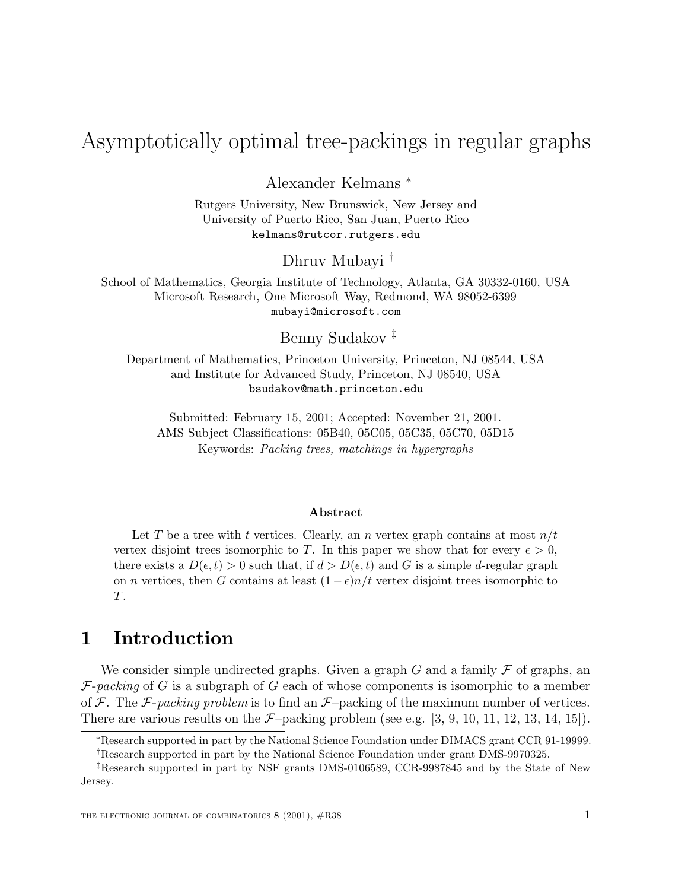# Asymptotically optimal tree-packings in regular graphs

Alexander Kelmans [*]

Rutgers University, New Brunswick, New Jersey and
University of Puerto Rico, San Juan, Puerto Rico
kelmans@rutcor.rutgers.edu

Dhruv Mubayi [†]

School of Mathematics, Georgia Institute of Technology, Atlanta, GA 30332-0160, USA
Microsoft Research, One Microsoft Way, Redmond, WA 98052-6399
mubayi@microsoft.com

Benny Sudakov [‡]

Department of Mathematics, Princeton University, Princeton, NJ 08544, USA
and Institute for Advanced Study, Princeton, NJ 08540, USA
bsudakov@math.princeton.edu

Submitted: February 15, 2001; Accepted: November 21, 2001.
AMS Subject Classifications: 05B40, 05C05, 05C35, 05C70, 05D15
Keywords: *Packing trees, matchings in hypergraphs*

**Abstract**

Let $T$ be a tree with $t$ vertices. Clearly, an $n$ vertex graph contains at most $n/t$ vertex disjoint trees isomorphic to $T$. In this paper we show that for every $\epsilon > 0$, there exists a $D(\epsilon, t) > 0$ such that, if $d > D(\epsilon, t)$ and $G$ is a simple $d$-regular graph on $n$ vertices, then $G$ contains at least $(1-\epsilon)n/t$ vertex disjoint trees isomorphic to $T$.

## 1 Introduction

We consider simple undirected graphs. Given a graph $G$ and a family $\mathcal{F}$ of graphs, an *$\mathcal{F}$-packing* of $G$ is a subgraph of $G$ each of whose components is isomorphic to a member of $\mathcal{F}$. The *$\mathcal{F}$-packing problem* is to find an $\mathcal{F}$–packing of the maximum number of vertices. There are various results on the $\mathcal{F}$–packing problem (see e.g. [3, 9, 10, 11, 12, 13, 14, 15]).

[*] Research supported in part by the National Science Foundation under DIMACS grant CCR 91-19999.

[†] Research supported in part by the National Science Foundation under grant DMS-9970325.

[‡] Research supported in part by NSF grants DMS-0106589, CCR-9987845 and by the State of New Jersey.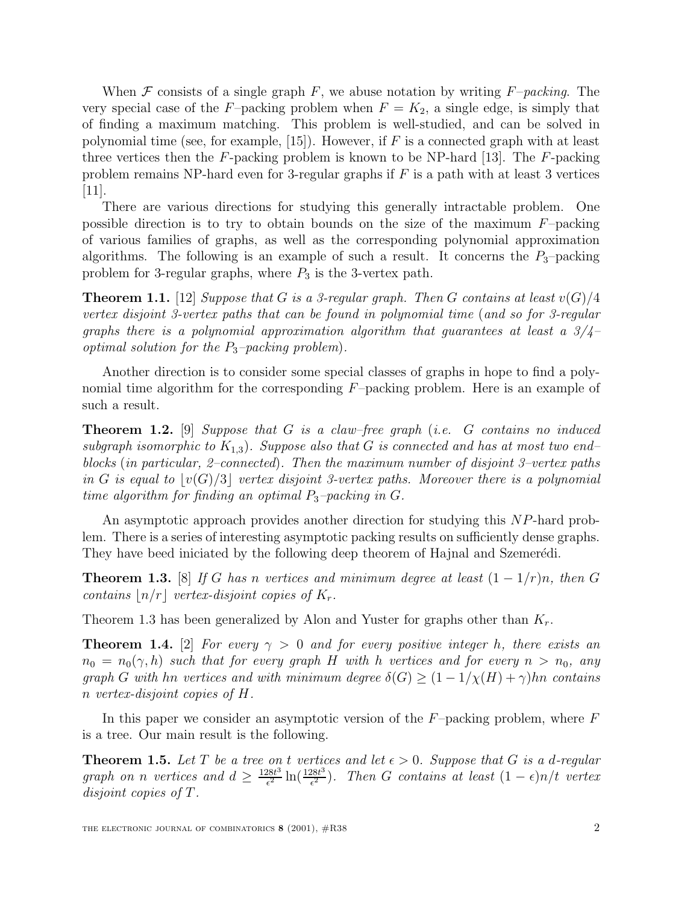When $\mathcal{F}$ consists of a single graph $F$, we abuse notation by writing *$F$–packing*. The very special case of the $F$–packing problem when $F = K_2$, a single edge, is simply that of finding a maximum matching. This problem is well-studied, and can be solved in polynomial time (see, for example, [15]). However, if $F$ is a connected graph with at least three vertices then the $F$-packing problem is known to be NP-hard [13]. The $F$-packing problem remains NP-hard even for 3-regular graphs if $F$ is a path with at least 3 vertices [11].

There are various directions for studying this generally intractable problem. One possible direction is to try to obtain bounds on the size of the maximum $F$–packing of various families of graphs, as well as the corresponding polynomial approximation algorithms. The following is an example of such a result. It concerns the $P_3$–packing problem for 3-regular graphs, where $P_3$ is the 3-vertex path.

**Theorem 1.1.** [12] *Suppose that $G$ is a 3-regular graph. Then $G$ contains at least $v(G)/4$ vertex disjoint 3-vertex paths that can be found in polynomial time (and so for 3-regular graphs there is a polynomial approximation algorithm that guarantees at least a 3/4–optimal solution for the $P_3$–packing problem).*

Another direction is to consider some special classes of graphs in hope to find a polynomial time algorithm for the corresponding $F$–packing problem. Here is an example of such a result.

**Theorem 1.2.** [9] *Suppose that $G$ is a claw–free graph (i.e. $G$ contains no induced subgraph isomorphic to $K_{1,3}$). Suppose also that $G$ is connected and has at most two end–blocks (in particular, 2–connected). Then the maximum number of disjoint 3–vertex paths in $G$ is equal to $\lfloor v(G)/3 \rfloor$ vertex disjoint 3-vertex paths. Moreover there is a polynomial time algorithm for finding an optimal $P_3$–packing in $G$.*

An asymptotic approach provides another direction for studying this $NP$-hard problem. There is a series of interesting asymptotic packing results on sufficiently dense graphs. They have beed iniciated by the following deep theorem of Hajnal and Szemerédi.

**Theorem 1.3.** [8] *If $G$ has $n$ vertices and minimum degree at least $(1 - 1/r)n$, then $G$ contains $\lfloor n/r \rfloor$ vertex-disjoint copies of $K_r$.*

Theorem 1.3 has been generalized by Alon and Yuster for graphs other than $K_r$.

**Theorem 1.4.** [2] *For every $\gamma > 0$ and for every positive integer $h$, there exists an $n_0 = n_0(\gamma, h)$ such that for every graph $H$ with $h$ vertices and for every $n > n_0$, any graph $G$ with $hn$ vertices and with minimum degree $\delta(G) \geq (1 - 1/\chi(H) + \gamma)hn$ contains $n$ vertex-disjoint copies of $H$.*

In this paper we consider an asymptotic version of the $F$–packing problem, where $F$ is a tree. Our main result is the following.

**Theorem 1.5.** *Let $T$ be a tree on $t$ vertices and let $\epsilon > 0$. Suppose that $G$ is a $d$-regular graph on $n$ vertices and $d \geq \frac{128t^3}{\epsilon^2}\ln(\frac{128t^3}{\epsilon^2})$. Then $G$ contains at least $(1 - \epsilon)n/t$ vertex disjoint copies of $T$.*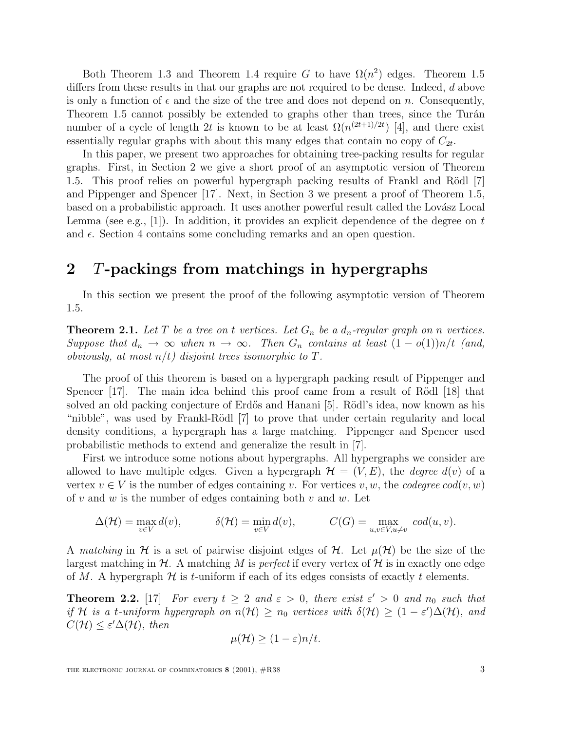Both Theorem 1.3 and Theorem 1.4 require $G$ to have $\Omega(n^2)$ edges. Theorem 1.5 differs from these results in that our graphs are not required to be dense. Indeed, $d$ above is only a function of $\epsilon$ and the size of the tree and does not depend on $n$. Consequently, Theorem 1.5 cannot possibly be extended to graphs other than trees, since the Turán number of a cycle of length $2t$ is known to be at least $\Omega(n^{(2t+1)/2t})$ [4], and there exist essentially regular graphs with about this many edges that contain no copy of $C_{2t}$.

In this paper, we present two approaches for obtaining tree-packing results for regular graphs. First, in Section 2 we give a short proof of an asymptotic version of Theorem 1.5. This proof relies on powerful hypergraph packing results of Frankl and Rödl [7] and Pippenger and Spencer [17]. Next, in Section 3 we present a proof of Theorem 1.5, based on a probabilistic approach. It uses another powerful result called the Lovász Local Lemma (see e.g., [1]). In addition, it provides an explicit dependence of the degree on $t$ and $\epsilon$. Section 4 contains some concluding remarks and an open question.

## 2 $T$-packings from matchings in hypergraphs

In this section we present the proof of the following asymptotic version of Theorem 1.5.

**Theorem 2.1.** *Let $T$ be a tree on $t$ vertices. Let $G_n$ be a $d_n$-regular graph on $n$ vertices. Suppose that $d_n \to \infty$ when $n \to \infty$. Then $G_n$ contains at least $(1 - o(1))n/t$ (and, obviously, at most $n/t$) disjoint trees isomorphic to $T$.*

The proof of this theorem is based on a hypergraph packing result of Pippenger and Spencer [17]. The main idea behind this proof came from a result of Rödl [18] that solved an old packing conjecture of Erdős and Hanani [5]. Rödl's idea, now known as his "nibble", was used by Frankl-Rödl [7] to prove that under certain regularity and local density conditions, a hypergraph has a large matching. Pippenger and Spencer used probabilistic methods to extend and generalize the result in [7].

First we introduce some notions about hypergraphs. All hypergraphs we consider are allowed to have multiple edges. Given a hypergraph $\mathcal{H} = (V, E)$, the *degree* $d(v)$ of a vertex $v \in V$ is the number of edges containing $v$. For vertices $v, w$, the *codegree* $cod(v, w)$ of $v$ and $w$ is the number of edges containing both $v$ and $w$. Let

$$\Delta(\mathcal{H}) = \max_{v \in V} d(v), \qquad \delta(\mathcal{H}) = \min_{v \in V} d(v), \qquad C(G) = \max_{u,v \in V, u \neq v} cod(u, v).$$

A *matching* in $\mathcal{H}$ is a set of pairwise disjoint edges of $\mathcal{H}$. Let $\mu(\mathcal{H})$ be the size of the largest matching in $\mathcal{H}$. A matching $M$ is *perfect* if every vertex of $\mathcal{H}$ is in exactly one edge of $M$. A hypergraph $\mathcal{H}$ is $t$-uniform if each of its edges consists of exactly $t$ elements.

**Theorem 2.2.** [17] *For every $t \geq 2$ and $\varepsilon > 0$, there exist $\varepsilon' > 0$ and $n_0$ such that if $\mathcal{H}$ is a $t$-uniform hypergraph on $n(\mathcal{H}) \geq n_0$ vertices with $\delta(\mathcal{H}) \geq (1 - \varepsilon')\Delta(\mathcal{H})$, and $C(\mathcal{H}) \leq \varepsilon' \Delta(\mathcal{H})$, then*

$$\mu(\mathcal{H}) \geq (1 - \varepsilon)n/t.$$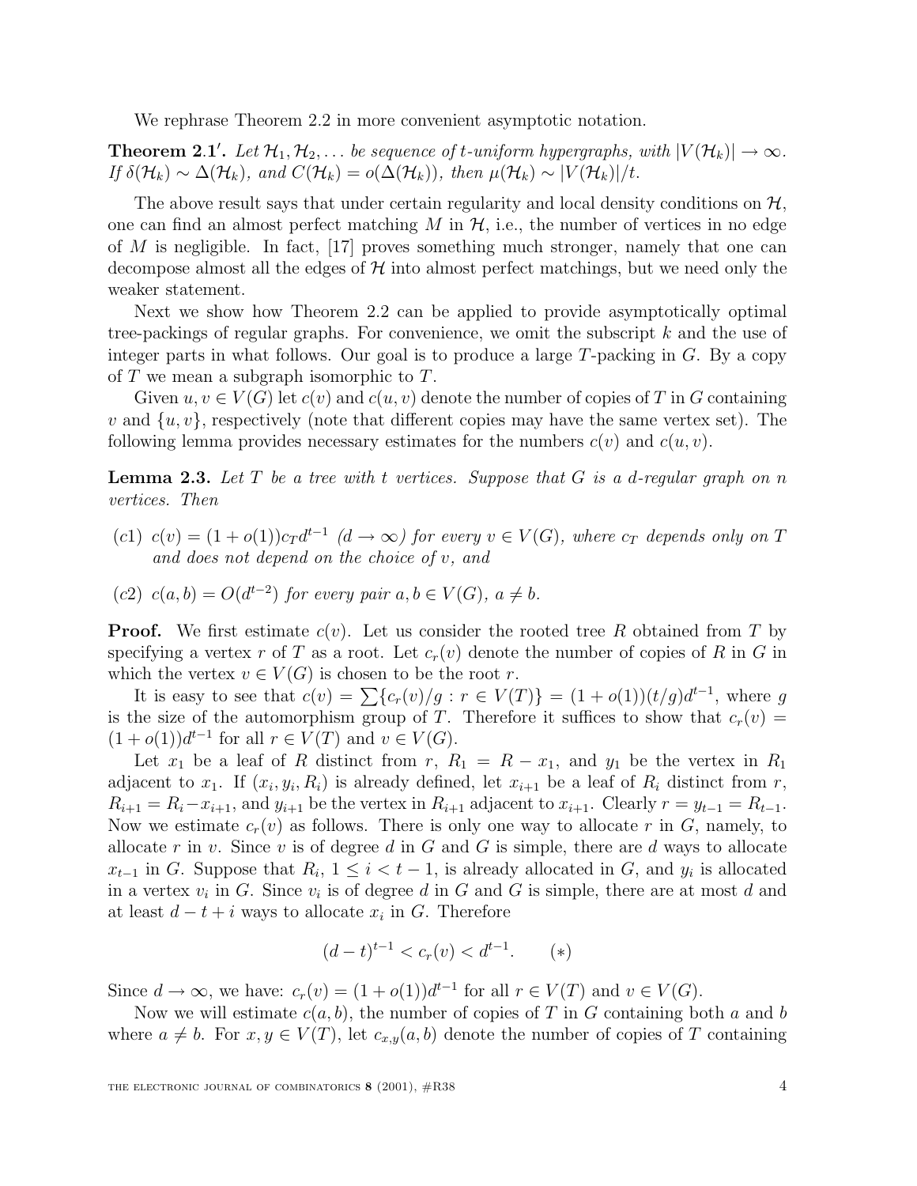We rephrase Theorem 2.2 in more convenient asymptotic notation.

**Theorem 2.1′.** *Let $\mathcal{H}_1, \mathcal{H}_2, \dots$ be sequence of $t$-uniform hypergraphs, with $|V(\mathcal{H}_k)| \to \infty$. If $\delta(\mathcal{H}_k) \sim \Delta(\mathcal{H}_k)$, and $C(\mathcal{H}_k) = o(\Delta(\mathcal{H}_k))$, then $\mu(\mathcal{H}_k) \sim |V(\mathcal{H}_k)|/t$.*

The above result says that under certain regularity and local density conditions on $\mathcal{H}$, one can find an almost perfect matching $M$ in $\mathcal{H}$, i.e., the number of vertices in no edge of $M$ is negligible. In fact, [17] proves something much stronger, namely that one can decompose almost all the edges of $\mathcal{H}$ into almost perfect matchings, but we need only the weaker statement.

Next we show how Theorem 2.2 can be applied to provide asymptotically optimal tree-packings of regular graphs. For convenience, we omit the subscript $k$ and the use of integer parts in what follows. Our goal is to produce a large $T$-packing in $G$. By a copy of $T$ we mean a subgraph isomorphic to $T$.

Given $u, v \in V(G)$ let $c(v)$ and $c(u, v)$ denote the number of copies of $T$ in $G$ containing $v$ and $\{u, v\}$, respectively (note that different copies may have the same vertex set). The following lemma provides necessary estimates for the numbers $c(v)$ and $c(u, v)$.

**Lemma 2.3.** *Let $T$ be a tree with $t$ vertices. Suppose that $G$ is a $d$-regular graph on $n$ vertices. Then*

- $(c1)$ *$c(v) = (1 + o(1))c_T d^{t-1}$ $(d \to \infty)$ for every $v \in V(G)$, where $c_T$ depends only on $T$ and does not depend on the choice of $v$, and*
- $(c2)$ *$c(a, b) = O(d^{t-2})$ for every pair $a, b \in V(G)$, $a \neq b$.*

**Proof.** We first estimate $c(v)$. Let us consider the rooted tree $R$ obtained from $T$ by specifying a vertex $r$ of $T$ as a root. Let $c_r(v)$ denote the number of copies of $R$ in $G$ in which the vertex $v \in V(G)$ is chosen to be the root $r$.

It is easy to see that $c(v) = \sum\{c_r(v)/g : r \in V(T)\} = (1 + o(1))(t/g)d^{t-1}$, where $g$ is the size of the automorphism group of $T$. Therefore it suffices to show that $c_r(v) = (1 + o(1))d^{t-1}$ for all $r \in V(T)$ and $v \in V(G)$.

Let $x_1$ be a leaf of $R$ distinct from $r$, $R_1 = R - x_1$, and $y_1$ be the vertex in $R_1$ adjacent to $x_1$. If $(x_i, y_i, R_i)$ is already defined, let $x_{i+1}$ be a leaf of $R_i$ distinct from $r$, $R_{i+1} = R_i - x_{i+1}$, and $y_{i+1}$ be the vertex in $R_{i+1}$ adjacent to $x_{i+1}$. Clearly $r = y_{t-1} = R_{t-1}$. Now we estimate $c_r(v)$ as follows. There is only one way to allocate $r$ in $G$, namely, to allocate $r$ in $v$. Since $v$ is of degree $d$ in $G$ and $G$ is simple, there are $d$ ways to allocate $x_{t-1}$ in $G$. Suppose that $R_i$, $1 \leq i < t - 1$, is already allocated in $G$, and $y_i$ is allocated in a vertex $v_i$ in $G$. Since $v_i$ is of degree $d$ in $G$ and $G$ is simple, there are at most $d$ and at least $d - t + i$ ways to allocate $x_i$ in $G$. Therefore

$$(d - t)^{t-1} < c_r(v) < d^{t-1}. \qquad (*)$$

Since $d \to \infty$, we have: $c_r(v) = (1 + o(1))d^{t-1}$ for all $r \in V(T)$ and $v \in V(G)$.

Now we will estimate $c(a, b)$, the number of copies of $T$ in $G$ containing both $a$ and $b$ where $a \neq b$. For $x, y \in V(T)$, let $c_{x,y}(a, b)$ denote the number of copies of $T$ containing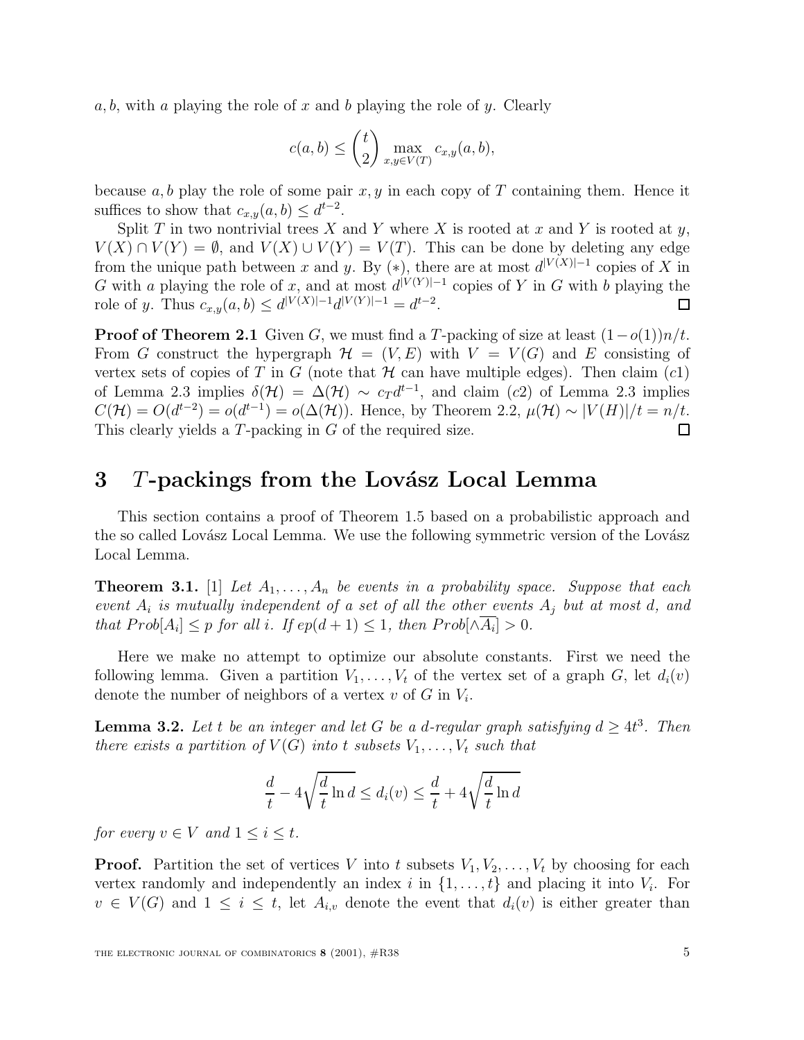$a, b$, with $a$ playing the role of $x$ and $b$ playing the role of $y$. Clearly

$$c(a,b) \leq \binom{t}{2} \max_{x,y \in V(T)} c_{x,y}(a,b),$$

because $a, b$ play the role of some pair $x, y$ in each copy of $T$ containing them. Hence it suffices to show that $c_{x,y}(a,b) \leq d^{t-2}$.

Split $T$ in two nontrivial trees $X$ and $Y$ where $X$ is rooted at $x$ and $Y$ is rooted at $y$, $V(X) \cap V(Y) = \emptyset$, and $V(X) \cup V(Y) = V(T)$. This can be done by deleting any edge from the unique path between $x$ and $y$. By $(*)$, there are at most $d^{|V(X)|-1}$ copies of $X$ in $G$ with $a$ playing the role of $x$, and at most $d^{|V(Y)|-1}$ copies of $Y$ in $G$ with $b$ playing the role of $y$. Thus $c_{x,y}(a,b) \leq d^{|V(X)|-1} d^{|V(Y)|-1} = d^{t-2}$. □

**Proof of Theorem 2.1** Given $G$, we must find a $T$-packing of size at least $(1-o(1))n/t$. From $G$ construct the hypergraph $\mathcal{H} = (V, E)$ with $V = V(G)$ and $E$ consisting of vertex sets of copies of $T$ in $G$ (note that $\mathcal{H}$ can have multiple edges). Then claim $(c1)$ of Lemma 2.3 implies $\delta(\mathcal{H}) = \Delta(\mathcal{H}) \sim c_T d^{t-1}$, and claim $(c2)$ of Lemma 2.3 implies $C(\mathcal{H}) = O(d^{t-2}) = o(d^{t-1}) = o(\Delta(\mathcal{H}))$. Hence, by Theorem 2.2, $\mu(\mathcal{H}) \sim |V(H)|/t = n/t$. This clearly yields a $T$-packing in $G$ of the required size. □

# 3 $T$-packings from the Lovász Local Lemma

This section contains a proof of Theorem 1.5 based on a probabilistic approach and the so called Lovász Local Lemma. We use the following symmetric version of the Lovász Local Lemma.

**Theorem 3.1.** [1] *Let $A_1, \ldots, A_n$ be events in a probability space. Suppose that each event $A_i$ is mutually independent of a set of all the other events $A_j$ but at most $d$, and that $Prob[A_i] \leq p$ for all $i$. If $ep(d+1) \leq 1$, then $Prob[\wedge \overline{A_i}] > 0$.*

Here we make no attempt to optimize our absolute constants. First we need the following lemma. Given a partition $V_1, \ldots, V_t$ of the vertex set of a graph $G$, let $d_i(v)$ denote the number of neighbors of a vertex $v$ of $G$ in $V_i$.

**Lemma 3.2.** *Let $t$ be an integer and let $G$ be a $d$-regular graph satisfying $d \geq 4t^3$. Then there exists a partition of $V(G)$ into $t$ subsets $V_1, \ldots, V_t$ such that*

$$\frac{d}{t} - 4\sqrt{\frac{d}{t}\ln d} \leq d_i(v) \leq \frac{d}{t} + 4\sqrt{\frac{d}{t}\ln d}$$

*for every $v \in V$ and $1 \leq i \leq t$.*

**Proof.** Partition the set of vertices $V$ into $t$ subsets $V_1, V_2, \ldots, V_t$ by choosing for each vertex randomly and independently an index $i$ in $\{1, \ldots, t\}$ and placing it into $V_i$. For $v \in V(G)$ and $1 \leq i \leq t$, let $A_{i,v}$ denote the event that $d_i(v)$ is either greater than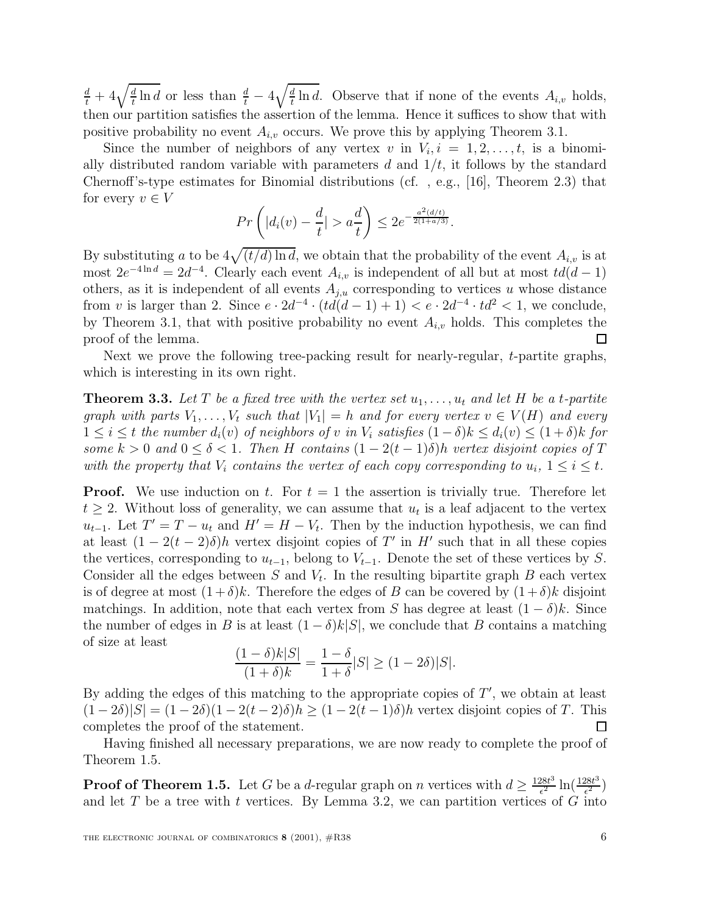$\frac{d}{t} + 4\sqrt{\frac{d}{t}\ln d}$ or less than $\frac{d}{t} - 4\sqrt{\frac{d}{t}\ln d}$. Observe that if none of the events $A_{i,v}$ holds, then our partition satisfies the assertion of the lemma. Hence it suffices to show that with positive probability no event $A_{i,v}$ occurs. We prove this by applying Theorem 3.1.

Since the number of neighbors of any vertex $v$ in $V_i, i = 1, 2, \ldots, t$, is a binomially distributed random variable with parameters $d$ and $1/t$, it follows by the standard Chernoff's-type estimates for Binomial distributions (cf. , e.g., [16], Theorem 2.3) that for every $v \in V$

$$Pr\left(|d_i(v) - \frac{d}{t}| > a\frac{d}{t}\right) \leq 2e^{-\frac{a^2(d/t)}{2(1+a/3)}}.$$

By substituting $a$ to be $4\sqrt{(t/d)\ln d}$, we obtain that the probability of the event $A_{i,v}$ is at most $2e^{-4\ln d} = 2d^{-4}$. Clearly each event $A_{i,v}$ is independent of all but at most $td(d-1)$ others, as it is independent of all events $A_{j,u}$ corresponding to vertices $u$ whose distance from $v$ is larger than 2. Since $e \cdot 2d^{-4} \cdot (td(d-1)+1) < e \cdot 2d^{-4} \cdot td^2 < 1$, we conclude, by Theorem 3.1, that with positive probability no event $A_{i,v}$ holds. This completes the proof of the lemma. $\square$

Next we prove the following tree-packing result for nearly-regular, $t$-partite graphs, which is interesting in its own right.

**Theorem 3.3.** *Let $T$ be a fixed tree with the vertex set $u_1, \ldots, u_t$ and let $H$ be a $t$-partite graph with parts $V_1, \ldots, V_t$ such that $|V_1| = h$ and for every vertex $v \in V(H)$ and every $1 \leq i \leq t$ the number $d_i(v)$ of neighbors of $v$ in $V_i$ satisfies $(1-\delta)k \leq d_i(v) \leq (1+\delta)k$ for some $k > 0$ and $0 \leq \delta < 1$. Then $H$ contains $(1 - 2(t-1)\delta)h$ vertex disjoint copies of $T$ with the property that $V_i$ contains the vertex of each copy corresponding to $u_i$, $1 \leq i \leq t$.*

**Proof.** We use induction on $t$. For $t = 1$ the assertion is trivially true. Therefore let $t \geq 2$. Without loss of generality, we can assume that $u_t$ is a leaf adjacent to the vertex $u_{t-1}$. Let $T' = T - u_t$ and $H' = H - V_t$. Then by the induction hypothesis, we can find at least $(1 - 2(t-2)\delta)h$ vertex disjoint copies of $T'$ in $H'$ such that in all these copies the vertices, corresponding to $u_{t-1}$, belong to $V_{t-1}$. Denote the set of these vertices by $S$. Consider all the edges between $S$ and $V_t$. In the resulting bipartite graph $B$ each vertex is of degree at most $(1+\delta)k$. Therefore the edges of $B$ can be covered by $(1+\delta)k$ disjoint matchings. In addition, note that each vertex from $S$ has degree at least $(1-\delta)k$. Since the number of edges in $B$ is at least $(1-\delta)k|S|$, we conclude that $B$ contains a matching of size at least

$$\frac{(1-\delta)k|S|}{(1+\delta)k} = \frac{1-\delta}{1+\delta}|S| \geq (1-2\delta)|S|.$$

By adding the edges of this matching to the appropriate copies of $T'$, we obtain at least $(1-2\delta)|S| = (1-2\delta)(1-2(t-2)\delta)h \geq (1-2(t-1)\delta)h$ vertex disjoint copies of $T$. This completes the proof of the statement. $\square$

Having finished all necessary preparations, we are now ready to complete the proof of Theorem 1.5.

**Proof of Theorem 1.5.** Let $G$ be a $d$-regular graph on $n$ vertices with $d \geq \frac{128t^3}{\epsilon^2}\ln(\frac{128t^3}{\epsilon^2})$ and let $T$ be a tree with $t$ vertices. By Lemma 3.2, we can partition vertices of $G$ into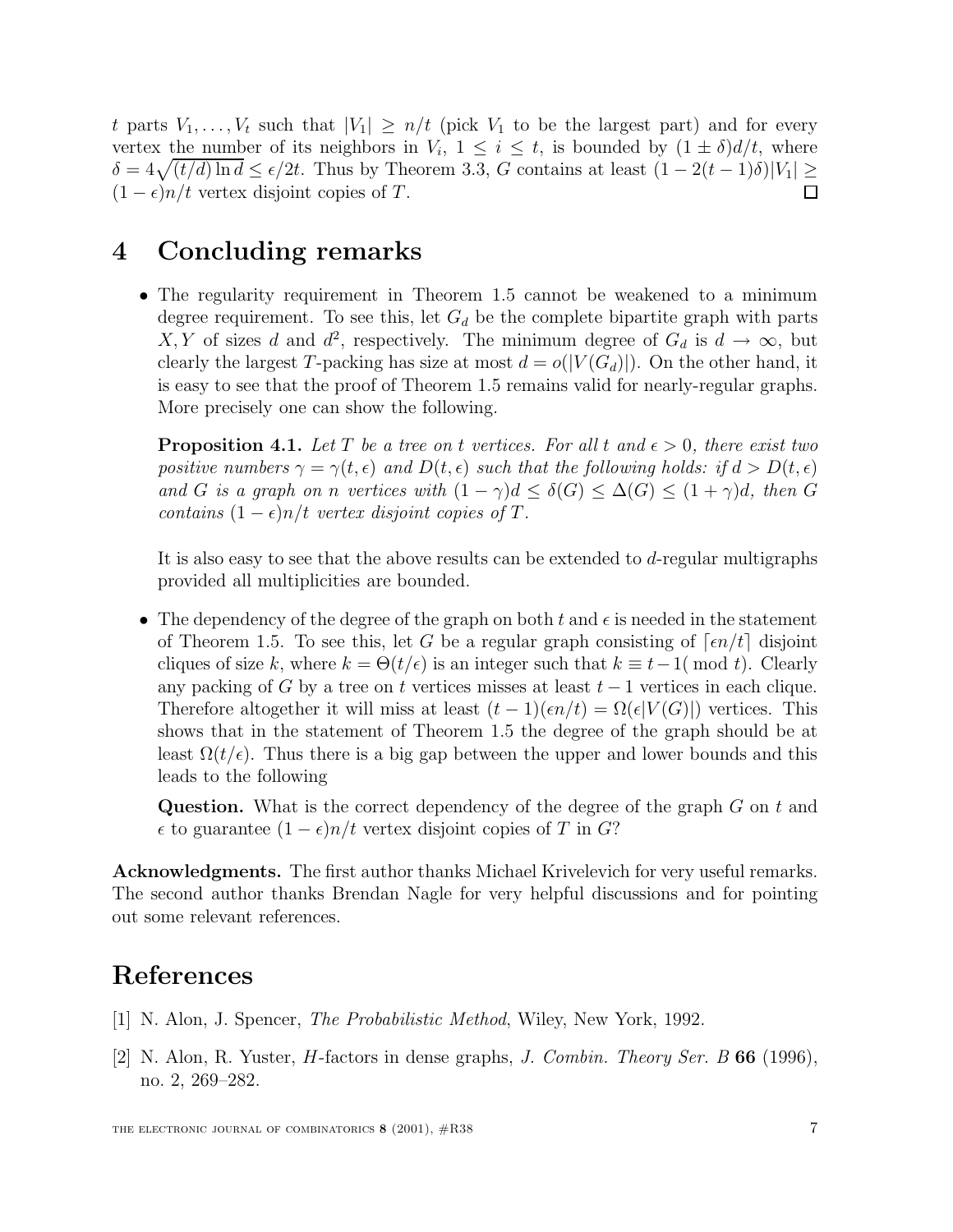$t$ parts $V_1, \ldots, V_t$ such that $|V_1| \geq n/t$ (pick $V_1$ to be the largest part) and for every vertex the number of its neighbors in $V_i$, $1 \leq i \leq t$, is bounded by $(1 \pm \delta)d/t$, where $\delta = 4\sqrt{(t/d)\ln d} \leq \epsilon/2t$. Thus by Theorem 3.3, $G$ contains at least $(1 - 2(t-1)\delta)|V_1| \geq (1 - \epsilon)n/t$ vertex disjoint copies of $T$. $\square$

# 4 Concluding remarks

- The regularity requirement in Theorem 1.5 cannot be weakened to a minimum degree requirement. To see this, let $G_d$ be the complete bipartite graph with parts $X, Y$ of sizes $d$ and $d^2$, respectively. The minimum degree of $G_d$ is $d \to \infty$, but clearly the largest $T$-packing has size at most $d = o(|V(G_d)|)$. On the other hand, it is easy to see that the proof of Theorem 1.5 remains valid for nearly-regular graphs. More precisely one can show the following.

  **Proposition 4.1.** *Let $T$ be a tree on $t$ vertices. For all $t$ and $\epsilon > 0$, there exist two positive numbers $\gamma = \gamma(t, \epsilon)$ and $D(t, \epsilon)$ such that the following holds: if $d > D(t, \epsilon)$ and $G$ is a graph on $n$ vertices with $(1 - \gamma)d \leq \delta(G) \leq \Delta(G) \leq (1 + \gamma)d$, then $G$ contains $(1 - \epsilon)n/t$ vertex disjoint copies of $T$.*

  It is also easy to see that the above results can be extended to $d$-regular multigraphs provided all multiplicities are bounded.

- The dependency of the degree of the graph on both $t$ and $\epsilon$ is needed in the statement of Theorem 1.5. To see this, let $G$ be a regular graph consisting of $\lceil \epsilon n/t \rceil$ disjoint cliques of size $k$, where $k = \Theta(t/\epsilon)$ is an integer such that $k \equiv t - 1 (\bmod\ t)$. Clearly any packing of $G$ by a tree on $t$ vertices misses at least $t - 1$ vertices in each clique. Therefore altogether it will miss at least $(t-1)(\epsilon n/t) = \Omega(\epsilon|V(G)|)$ vertices. This shows that in the statement of Theorem 1.5 the degree of the graph should be at least $\Omega(t/\epsilon)$. Thus there is a big gap between the upper and lower bounds and this leads to the following

  **Question.** What is the correct dependency of the degree of the graph $G$ on $t$ and $\epsilon$ to guarantee $(1 - \epsilon)n/t$ vertex disjoint copies of $T$ in $G$?

**Acknowledgments.** The first author thanks Michael Krivelevich for very useful remarks. The second author thanks Brendan Nagle for very helpful discussions and for pointing out some relevant references.

# References

[1] N. Alon, J. Spencer, *The Probabilistic Method*, Wiley, New York, 1992.

[2] N. Alon, R. Yuster, $H$-factors in dense graphs, *J. Combin. Theory Ser. B* **66** (1996), no. 2, 269–282.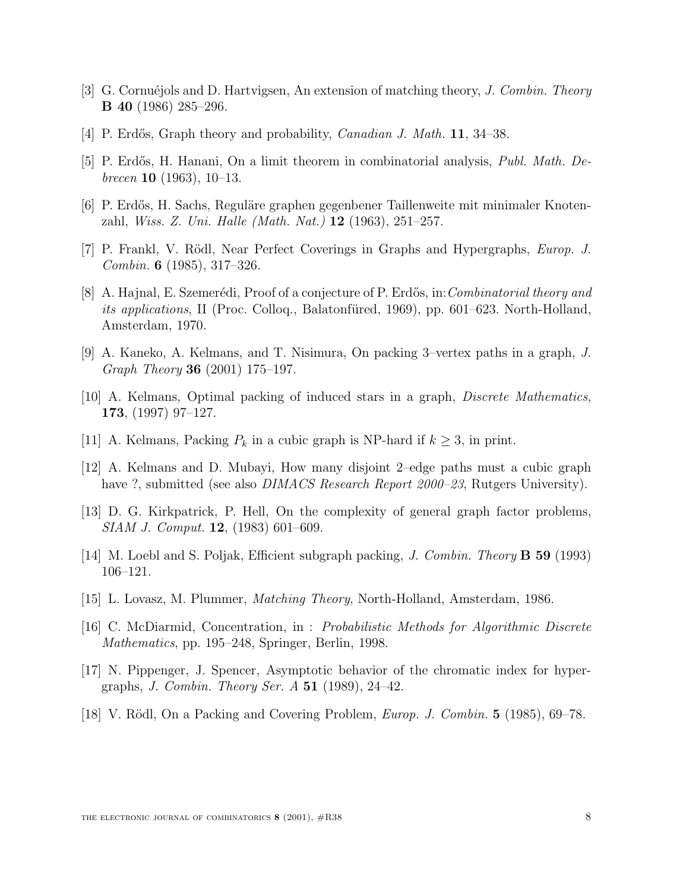[3] G. Cornuéjols and D. Hartvigsen, An extension of matching theory, *J. Combin. Theory* **B 40** (1986) 285–296.

[4] P. Erdős, Graph theory and probability, *Canadian J. Math.* **11**, 34–38.

[5] P. Erdős, H. Hanani, On a limit theorem in combinatorial analysis, *Publ. Math. Debrecen* **10** (1963), 10–13.

[6] P. Erdős, H. Sachs, Reguläre graphen gegenbener Taillenweite mit minimaler Knotenzahl, *Wiss. Z. Uni. Halle (Math. Nat.)* **12** (1963), 251–257.

[7] P. Frankl, V. Rödl, Near Perfect Coverings in Graphs and Hypergraphs, *Europ. J. Combin.* **6** (1985), 317–326.

[8] A. Hajnal, E. Szemerédi, Proof of a conjecture of P. Erdős, in: *Combinatorial theory and its applications*, II (Proc. Colloq., Balatonfüred, 1969), pp. 601–623. North-Holland, Amsterdam, 1970.

[9] A. Kaneko, A. Kelmans, and T. Nisimura, On packing 3–vertex paths in a graph, *J. Graph Theory* **36** (2001) 175–197.

[10] A. Kelmans, Optimal packing of induced stars in a graph, *Discrete Mathematics*, **173**, (1997) 97–127.

[11] A. Kelmans, Packing $P_k$ in a cubic graph is NP-hard if $k \geq 3$, in print.

[12] A. Kelmans and D. Mubayi, How many disjoint 2–edge paths must a cubic graph have ?, submitted (see also *DIMACS Research Report 2000–23*, Rutgers University).

[13] D. G. Kirkpatrick, P. Hell, On the complexity of general graph factor problems, *SIAM J. Comput.* **12**, (1983) 601–609.

[14] M. Loebl and S. Poljak, Efficient subgraph packing, *J. Combin. Theory* **B 59** (1993) 106–121.

[15] L. Lovasz, M. Plummer, *Matching Theory*, North-Holland, Amsterdam, 1986.

[16] C. McDiarmid, Concentration, in : *Probabilistic Methods for Algorithmic Discrete Mathematics*, pp. 195–248, Springer, Berlin, 1998.

[17] N. Pippenger, J. Spencer, Asymptotic behavior of the chromatic index for hypergraphs, *J. Combin. Theory Ser. A* **51** (1989), 24–42.

[18] V. Rödl, On a Packing and Covering Problem, *Europ. J. Combin.* **5** (1985), 69–78.